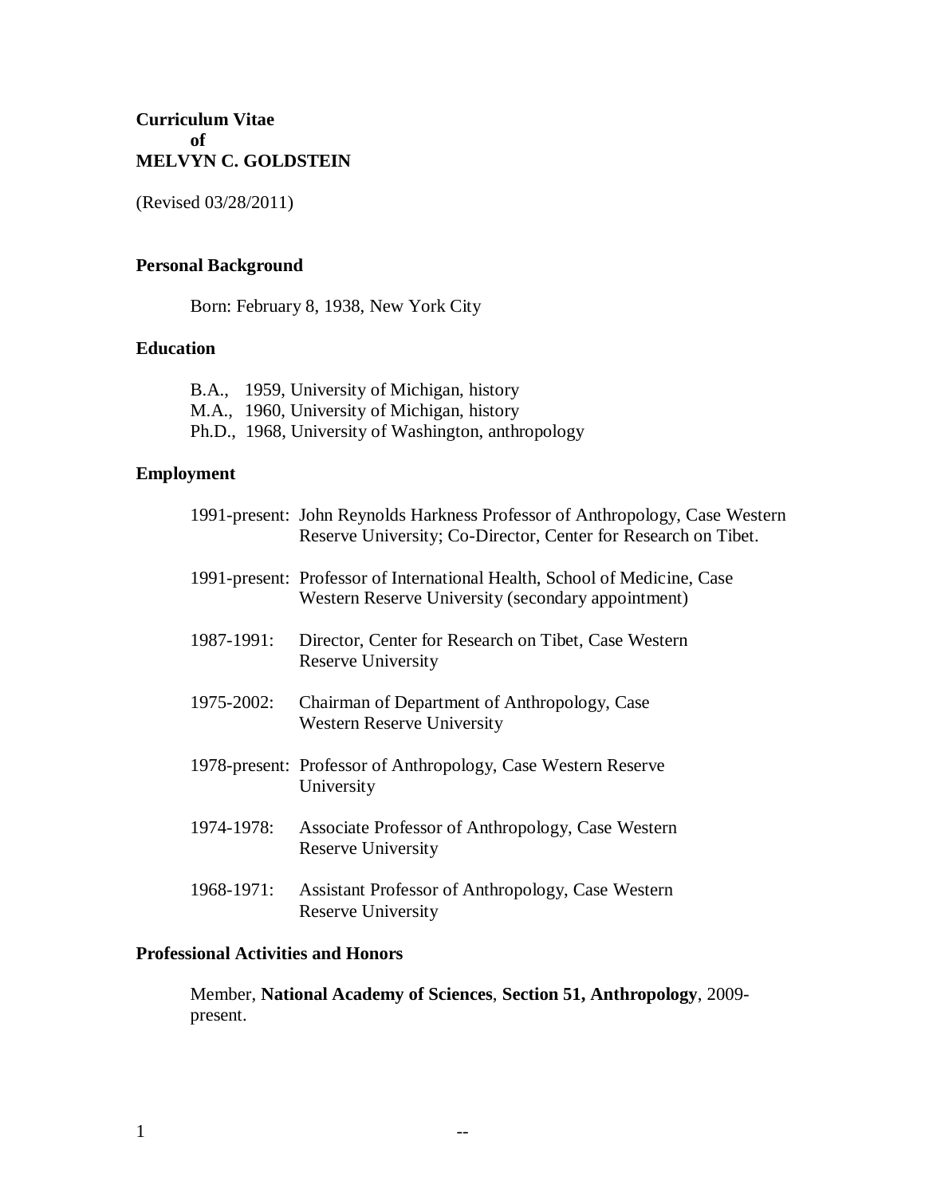**Curriculum Vitae**
**of**
**MELVYN C. GOLDSTEIN**

(Revised 03/28/2011)

## Personal Background

Born: February 8, 1938, New York City

## Education

B.A., 1959, University of Michigan, history
M.A., 1960, University of Michigan, history
Ph.D., 1968, University of Washington, anthropology

## Employment

1991-present: John Reynolds Harkness Professor of Anthropology, Case Western Reserve University; Co-Director, Center for Research on Tibet.

1991-present: Professor of International Health, School of Medicine, Case Western Reserve University (secondary appointment)

1987-1991: Director, Center for Research on Tibet, Case Western Reserve University

1975-2002: Chairman of Department of Anthropology, Case Western Reserve University

1978-present: Professor of Anthropology, Case Western Reserve University

1974-1978: Associate Professor of Anthropology, Case Western Reserve University

1968-1971: Assistant Professor of Anthropology, Case Western Reserve University

## Professional Activities and Honors

Member, **National Academy of Sciences**, **Section 51, Anthropology**, 2009-present.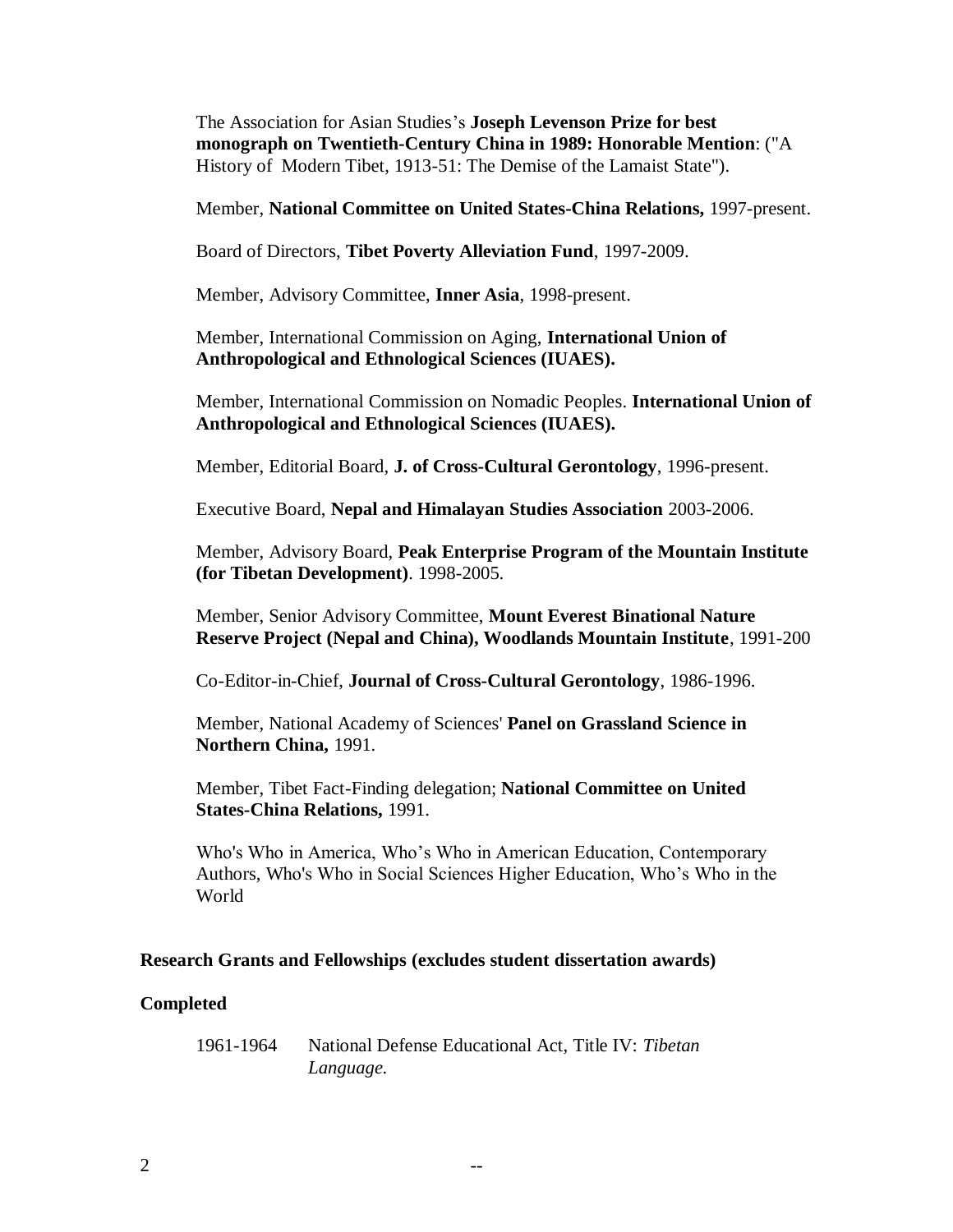The Association for Asian Studies's **Joseph Levenson Prize for best monograph on Twentieth-Century China in 1989: Honorable Mention**: ("A History of Modern Tibet, 1913-51: The Demise of the Lamaist State").

Member, **National Committee on United States-China Relations,** 1997-present.

Board of Directors, **Tibet Poverty Alleviation Fund**, 1997-2009.

Member, Advisory Committee, **Inner Asia**, 1998-present.

Member, International Commission on Aging, **International Union of Anthropological and Ethnological Sciences (IUAES).**

Member, International Commission on Nomadic Peoples. **International Union of Anthropological and Ethnological Sciences (IUAES).**

Member, Editorial Board, **J. of Cross-Cultural Gerontology**, 1996-present.

Executive Board, **Nepal and Himalayan Studies Association** 2003-2006.

Member, Advisory Board, **Peak Enterprise Program of the Mountain Institute (for Tibetan Development)**. 1998-2005.

Member, Senior Advisory Committee, **Mount Everest Binational Nature Reserve Project (Nepal and China), Woodlands Mountain Institute**, 1991-200

Co-Editor-in-Chief, **Journal of Cross-Cultural Gerontology**, 1986-1996.

Member, National Academy of Sciences' **Panel on Grassland Science in Northern China,** 1991.

Member, Tibet Fact-Finding delegation; **National Committee on United States-China Relations,** 1991.

Who's Who in America, Who's Who in American Education, Contemporary Authors, Who's Who in Social Sciences Higher Education, Who's Who in the World

**Research Grants and Fellowships (excludes student dissertation awards)**

**Completed**

1961-1964 National Defense Educational Act, Title IV: *Tibetan Language.*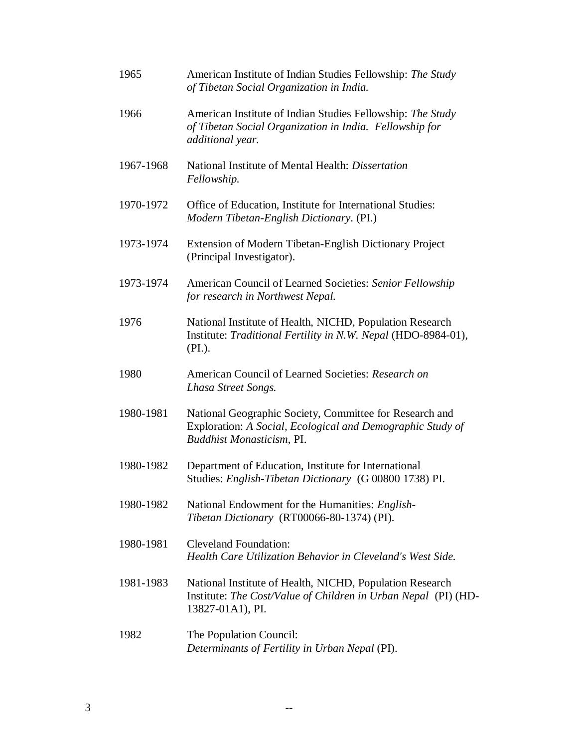1965 American Institute of Indian Studies Fellowship: *The Study of Tibetan Social Organization in India.*

1966 American Institute of Indian Studies Fellowship: *The Study of Tibetan Social Organization in India. Fellowship for additional year.*

1967-1968 National Institute of Mental Health: *Dissertation Fellowship.*

1970-1972 Office of Education, Institute for International Studies: *Modern Tibetan-English Dictionary*. (PI.)

1973-1974 Extension of Modern Tibetan-English Dictionary Project (Principal Investigator).

1973-1974 American Council of Learned Societies: *Senior Fellowship for research in Northwest Nepal.*

1976 National Institute of Health, NICHD, Population Research Institute: *Traditional Fertility in N.W. Nepal* (HDO-8984-01), (PI.).

1980 American Council of Learned Societies: *Research on Lhasa Street Songs.*

1980-1981 National Geographic Society, Committee for Research and Exploration: *A Social, Ecological and Demographic Study of Buddhist Monasticism*, PI.

1980-1982 Department of Education, Institute for International Studies: *English-Tibetan Dictionary* (G 00800 1738) PI.

1980-1982 National Endowment for the Humanities: *English-Tibetan Dictionary* (RT00066-80-1374) (PI).

1980-1981 Cleveland Foundation: *Health Care Utilization Behavior in Cleveland's West Side.*

1981-1983 National Institute of Health, NICHD, Population Research Institute: *The Cost/Value of Children in Urban Nepal* (PI) (HD-13827-01A1), PI.

1982 The Population Council: *Determinants of Fertility in Urban Nepal* (PI).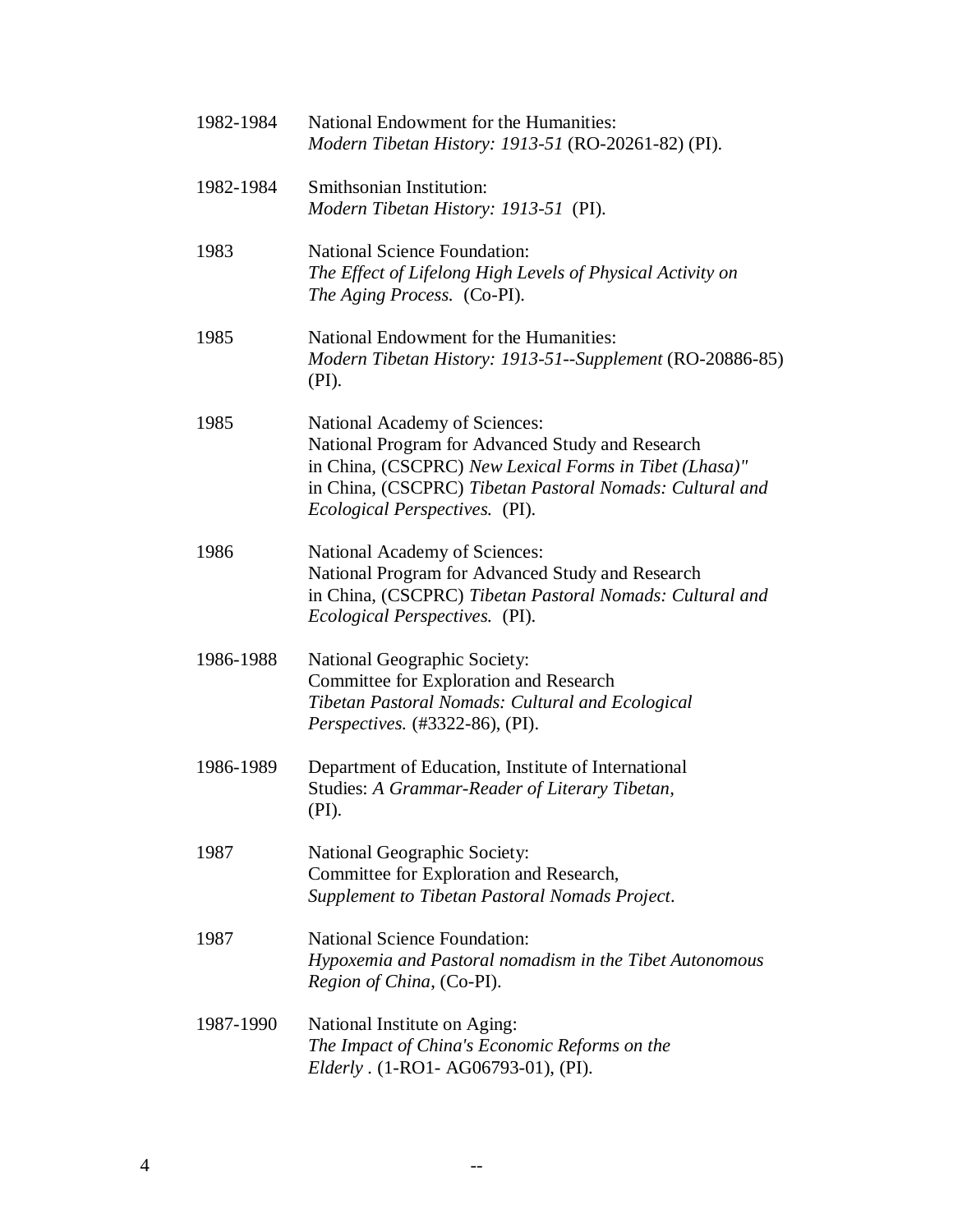1982-1984 National Endowment for the Humanities:
*Modern Tibetan History: 1913-51* (RO-20261-82) (PI).

1982-1984 Smithsonian Institution:
*Modern Tibetan History: 1913-51* (PI).

1983 National Science Foundation:
*The Effect of Lifelong High Levels of Physical Activity on The Aging Process.* (Co-PI).

1985 National Endowment for the Humanities:
*Modern Tibetan History: 1913-51--Supplement* (RO-20886-85) (PI).

1985 National Academy of Sciences:
National Program for Advanced Study and Research in China, (CSCPRC) *New Lexical Forms in Tibet (Lhasa)"* in China, (CSCPRC) *Tibetan Pastoral Nomads: Cultural and Ecological Perspectives.* (PI).

1986 National Academy of Sciences:
National Program for Advanced Study and Research in China, (CSCPRC) *Tibetan Pastoral Nomads: Cultural and Ecological Perspectives.* (PI).

1986-1988 National Geographic Society:
Committee for Exploration and Research
*Tibetan Pastoral Nomads: Cultural and Ecological Perspectives.* (#3322-86), (PI).

1986-1989 Department of Education, Institute of International Studies: *A Grammar-Reader of Literary Tibetan,* (PI).

1987 National Geographic Society:
Committee for Exploration and Research,
*Supplement to Tibetan Pastoral Nomads Project*.

1987 National Science Foundation:
*Hypoxemia and Pastoral nomadism in the Tibet Autonomous Region of China*, (Co-PI).

1987-1990 National Institute on Aging:
*The Impact of China's Economic Reforms on the Elderly* . (1-RO1- AG06793-01), (PI).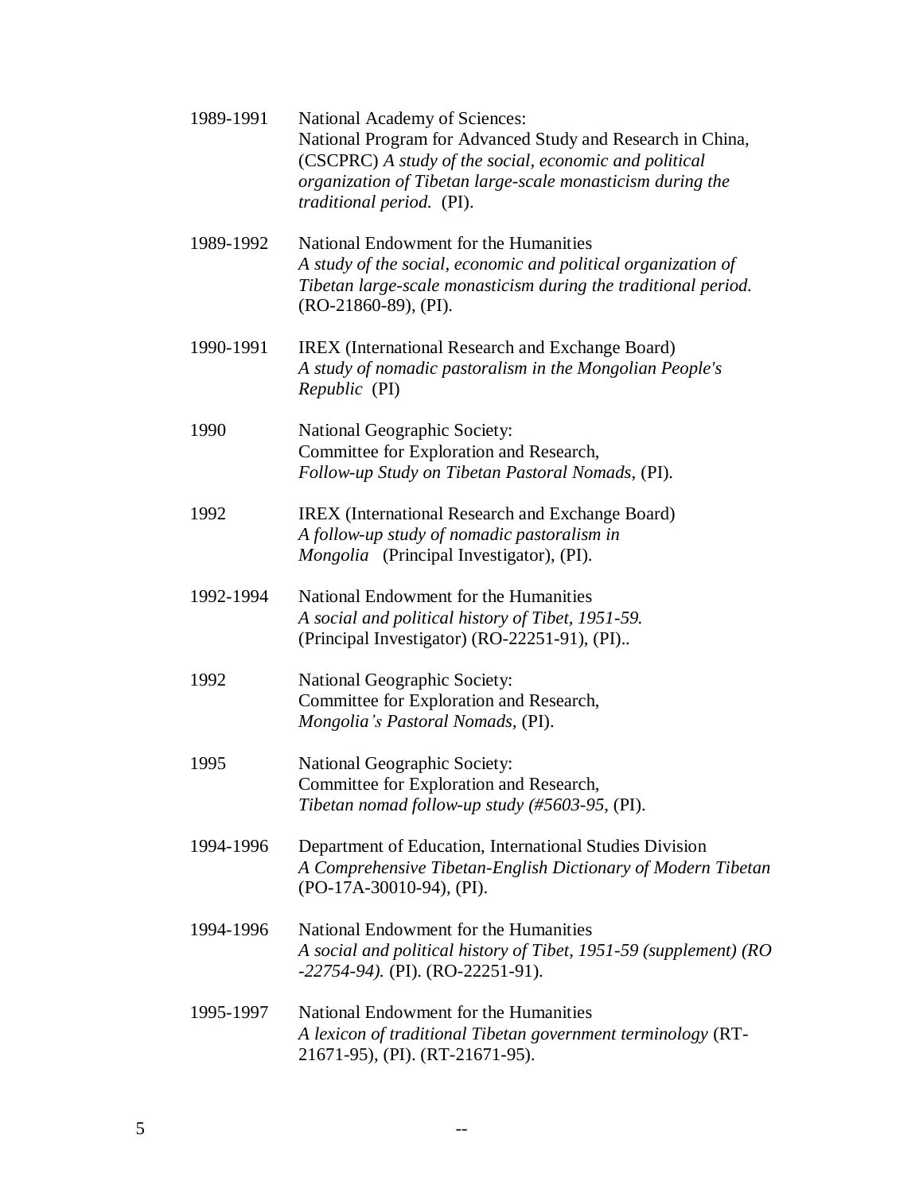1989-1991 National Academy of Sciences:
National Program for Advanced Study and Research in China, (CSCPRC) *A study of the social, economic and political organization of Tibetan large-scale monasticism during the traditional period.* (PI).

1989-1992 National Endowment for the Humanities
*A study of the social, economic and political organization of Tibetan large-scale monasticism during the traditional period.* (RO-21860-89), (PI).

1990-1991 IREX (International Research and Exchange Board)
*A study of nomadic pastoralism in the Mongolian People's Republic* (PI)

1990 National Geographic Society:
Committee for Exploration and Research,
*Follow-up Study on Tibetan Pastoral Nomads*, (PI).

1992 IREX (International Research and Exchange Board)
*A follow-up study of nomadic pastoralism in Mongolia* (Principal Investigator), (PI).

1992-1994 National Endowment for the Humanities
*A social and political history of Tibet, 1951-59.*
(Principal Investigator) (RO-22251-91), (PI)..

1992 National Geographic Society:
Committee for Exploration and Research,
*Mongolia's Pastoral Nomads,* (PI).

1995 National Geographic Society:
Committee for Exploration and Research,
*Tibetan nomad follow-up study (#5603-95*, (PI).

1994-1996 Department of Education, International Studies Division
*A Comprehensive Tibetan-English Dictionary of Modern Tibetan* (PO-17A-30010-94), (PI).

1994-1996 National Endowment for the Humanities
*A social and political history of Tibet, 1951-59 (supplement) (RO -22754-94).* (PI). (RO-22251-91).

1995-1997 National Endowment for the Humanities
*A lexicon of traditional Tibetan government terminology* (RT-21671-95), (PI). (RT-21671-95).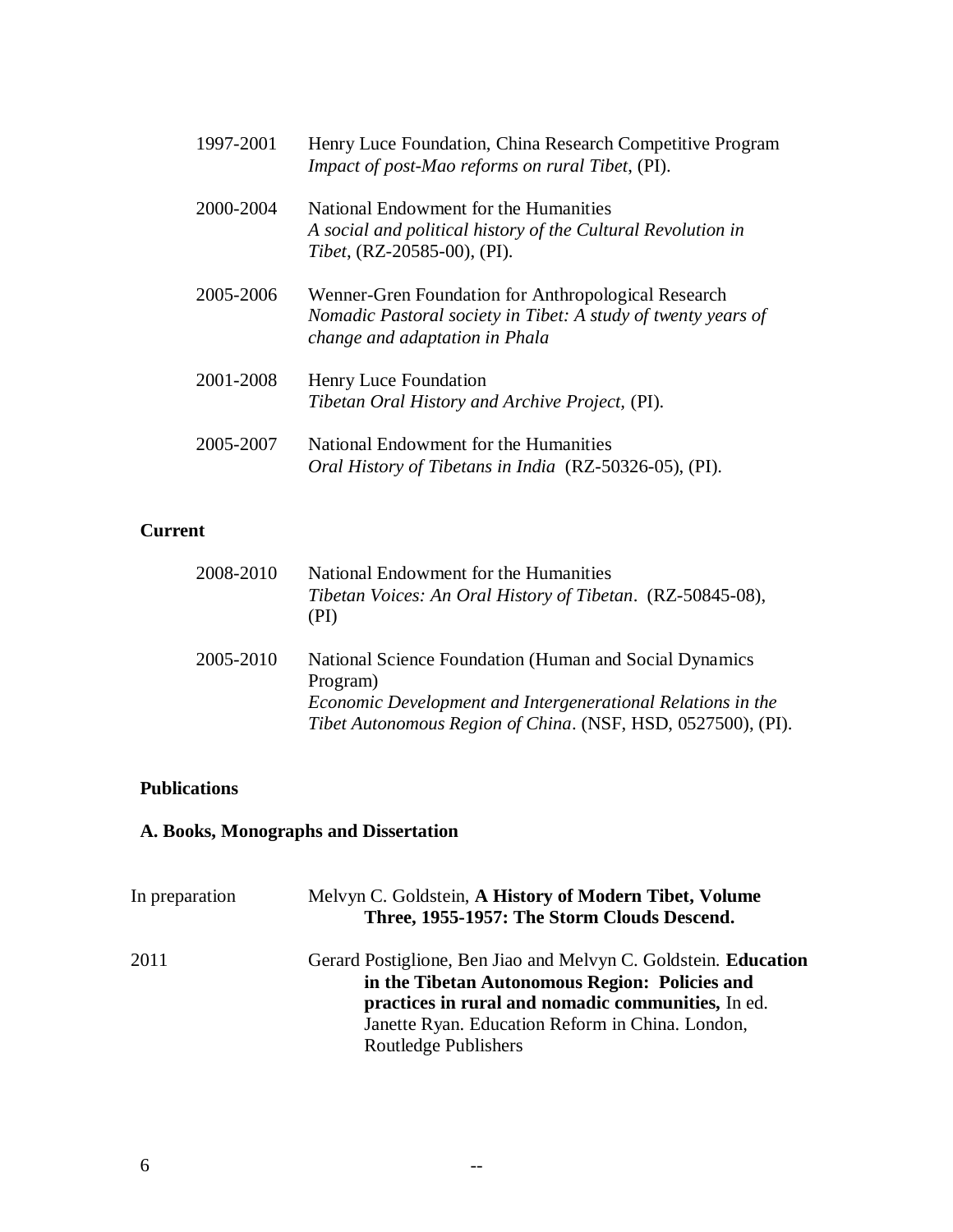1997-2001 Henry Luce Foundation, China Research Competitive Program
*Impact of post-Mao reforms on rural Tibet*, (PI).

2000-2004 National Endowment for the Humanities
*A social and political history of the Cultural Revolution in Tibet*, (RZ-20585-00), (PI).

2005-2006 Wenner-Gren Foundation for Anthropological Research
*Nomadic Pastoral society in Tibet: A study of twenty years of change and adaptation in Phala*

2001-2008 Henry Luce Foundation
*Tibetan Oral History and Archive Project,* (PI).

2005-2007 National Endowment for the Humanities
*Oral History of Tibetans in India* (RZ-50326-05), (PI).

**Current**

2008-2010 National Endowment for the Humanities
*Tibetan Voices: An Oral History of Tibetan*. (RZ-50845-08), (PI)

2005-2010 National Science Foundation (Human and Social Dynamics Program)
*Economic Development and Intergenerational Relations in the Tibet Autonomous Region of China*. (NSF, HSD, 0527500), (PI).

**Publications**

**A. Books, Monographs and Dissertation**

In preparation Melvyn C. Goldstein, **A History of Modern Tibet, Volume Three, 1955-1957: The Storm Clouds Descend.**

2011 Gerard Postiglione, Ben Jiao and Melvyn C. Goldstein. **Education in the Tibetan Autonomous Region: Policies and practices in rural and nomadic communities,** In ed. Janette Ryan. Education Reform in China. London, Routledge Publishers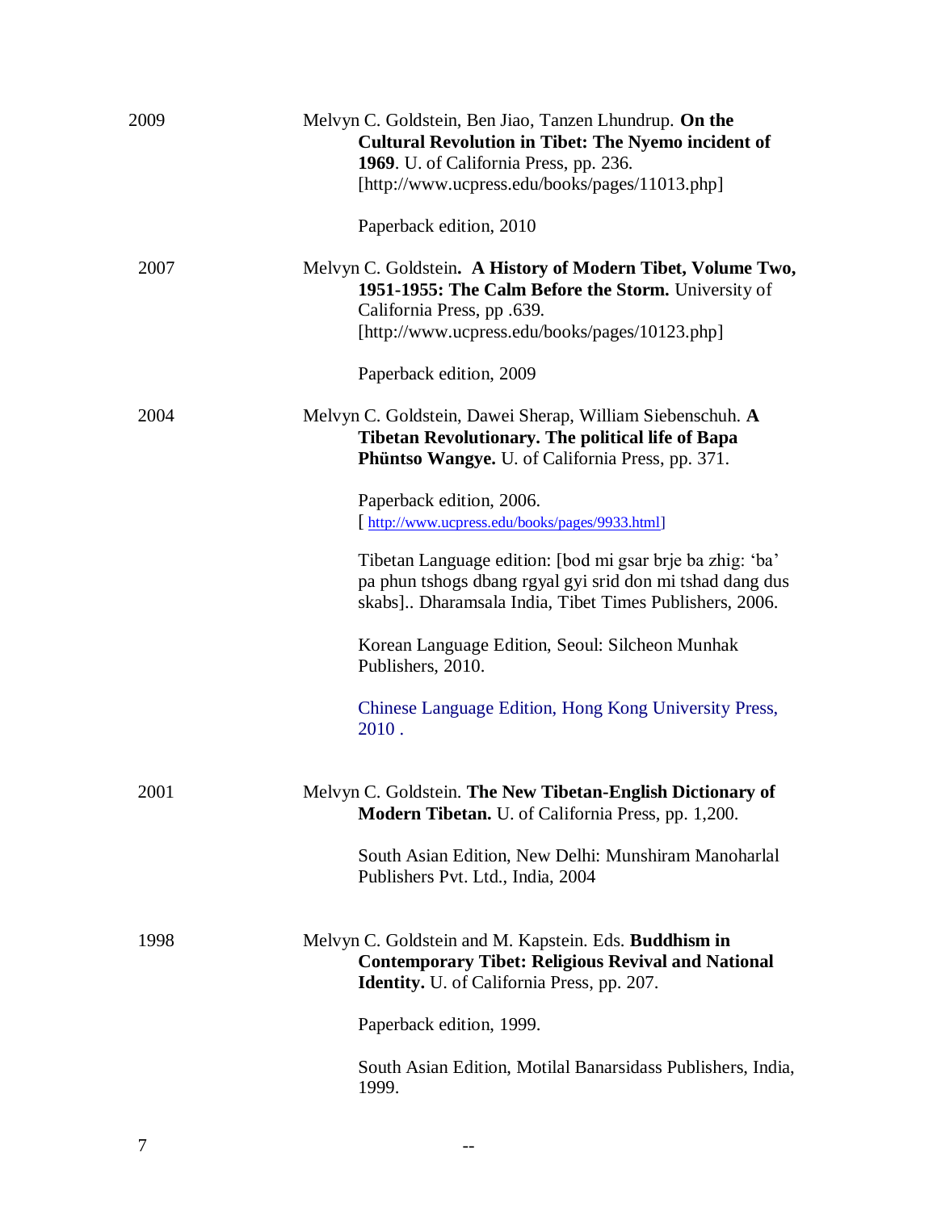2009 Melvyn C. Goldstein, Ben Jiao, Tanzen Lhundrup. **On the Cultural Revolution in Tibet: The Nyemo incident of 1969**. U. of California Press, pp. 236. [http://www.ucpress.edu/books/pages/11013.php]

Paperback edition, 2010

2007 Melvyn C. Goldstein**. A History of Modern Tibet, Volume Two, 1951-1955: The Calm Before the Storm.** University of California Press, pp .639. [http://www.ucpress.edu/books/pages/10123.php]

Paperback edition, 2009

2004 Melvyn C. Goldstein, Dawei Sherap, William Siebenschuh. **A Tibetan Revolutionary. The political life of Bapa Phüntso Wangye.** U. of California Press, pp. 371.

Paperback edition, 2006.
[ http://www.ucpress.edu/books/pages/9933.html]

Tibetan Language edition: [bod mi gsar brje ba zhig: 'ba' pa phun tshogs dbang rgyal gyi srid don mi tshad dang dus skabs].. Dharamsala India, Tibet Times Publishers, 2006.

Korean Language Edition, Seoul: Silcheon Munhak Publishers, 2010.

Chinese Language Edition, Hong Kong University Press, 2010 .

2001 Melvyn C. Goldstein. **The New Tibetan-English Dictionary of Modern Tibetan.** U. of California Press, pp. 1,200.

South Asian Edition, New Delhi: Munshiram Manoharlal Publishers Pvt. Ltd., India, 2004

1998 Melvyn C. Goldstein and M. Kapstein. Eds. **Buddhism in Contemporary Tibet: Religious Revival and National Identity.** U. of California Press, pp. 207.

Paperback edition, 1999.

South Asian Edition, Motilal Banarsidass Publishers, India, 1999.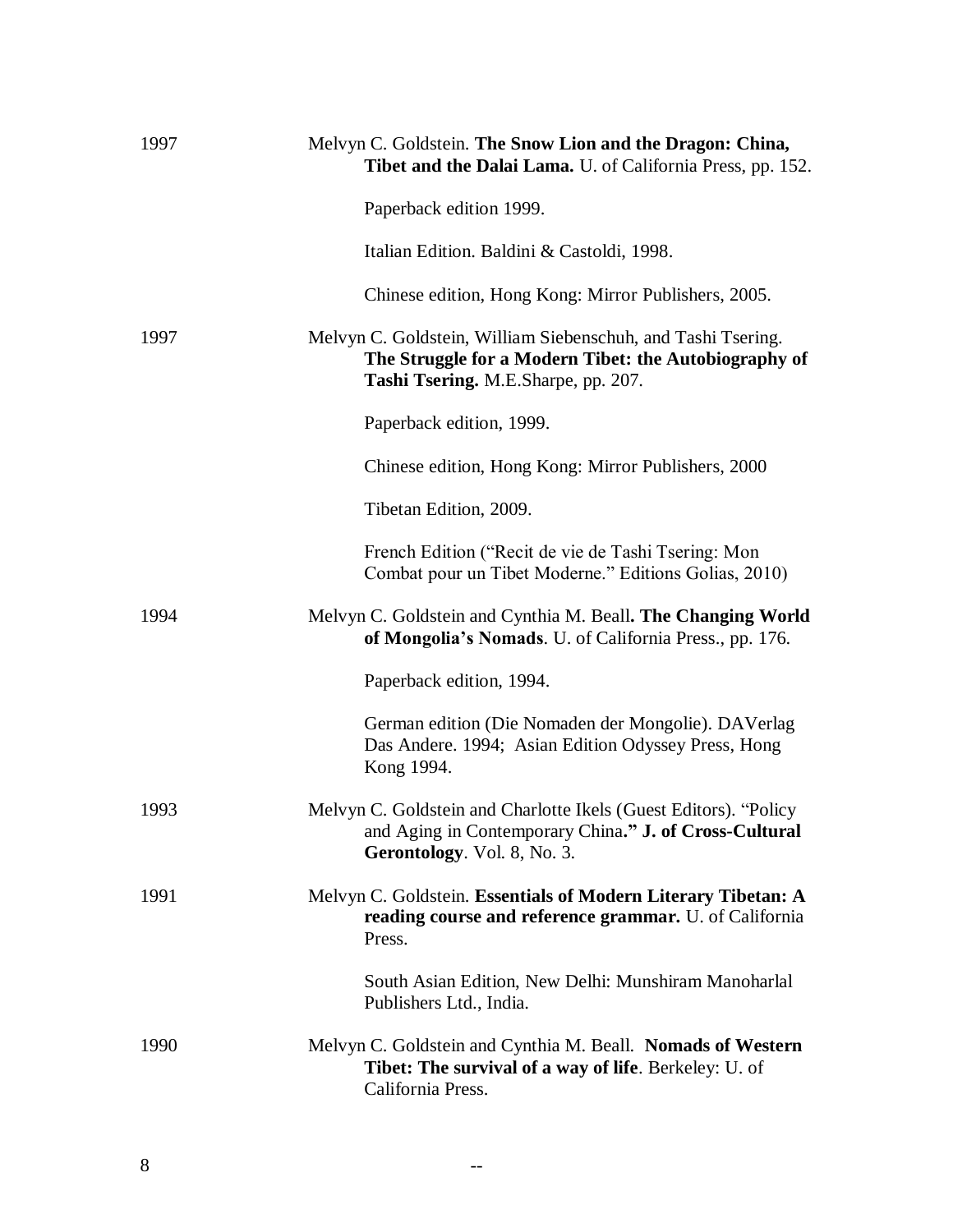1997 Melvyn C. Goldstein. **The Snow Lion and the Dragon: China, Tibet and the Dalai Lama.** U. of California Press, pp. 152.

Paperback edition 1999.

Italian Edition. Baldini & Castoldi, 1998.

Chinese edition, Hong Kong: Mirror Publishers, 2005.

1997 Melvyn C. Goldstein, William Siebenschuh, and Tashi Tsering. **The Struggle for a Modern Tibet: the Autobiography of Tashi Tsering.** M.E.Sharpe, pp. 207.

Paperback edition, 1999.

Chinese edition, Hong Kong: Mirror Publishers, 2000

Tibetan Edition, 2009.

French Edition ("Recit de vie de Tashi Tsering: Mon Combat pour un Tibet Moderne." Editions Golias, 2010)

1994 Melvyn C. Goldstein and Cynthia M. Beall**. The Changing World of Mongolia's Nomads**. U. of California Press., pp. 176.

Paperback edition, 1994.

German edition (Die Nomaden der Mongolie). DAVerlag Das Andere. 1994; Asian Edition Odyssey Press, Hong Kong 1994.

1993 Melvyn C. Goldstein and Charlotte Ikels (Guest Editors). "Policy and Aging in Contemporary China**." J. of Cross-Cultural Gerontology**. Vol. 8, No. 3.

1991 Melvyn C. Goldstein. **Essentials of Modern Literary Tibetan: A reading course and reference grammar.** U. of California Press.

South Asian Edition, New Delhi: Munshiram Manoharlal Publishers Ltd., India.

1990 Melvyn C. Goldstein and Cynthia M. Beall. **Nomads of Western Tibet: The survival of a way of life**. Berkeley: U. of California Press.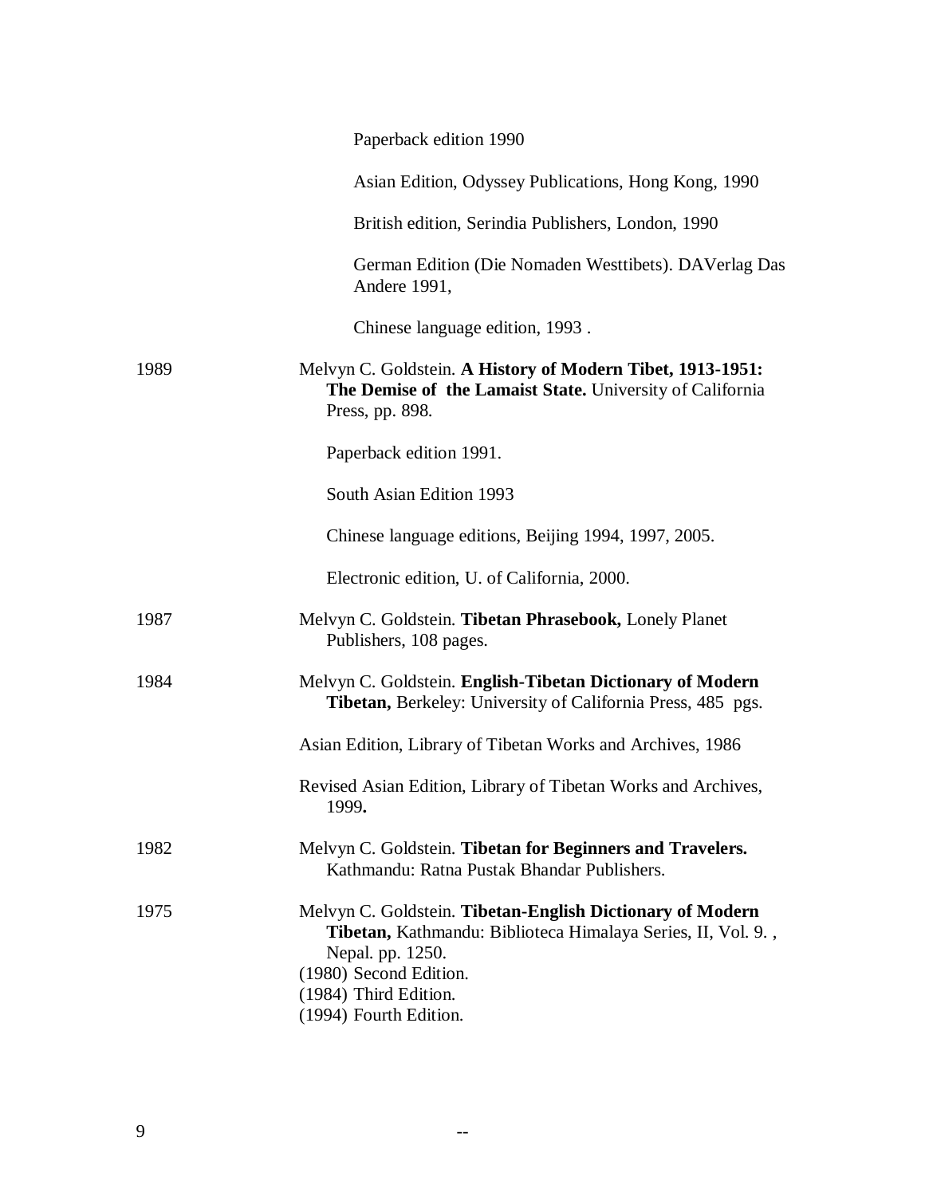Paperback edition 1990

Asian Edition, Odyssey Publications, Hong Kong, 1990

British edition, Serindia Publishers, London, 1990

German Edition (Die Nomaden Westtibets). DAVerlag Das Andere 1991,

Chinese language edition, 1993 .

1989 Melvyn C. Goldstein. **A History of Modern Tibet, 1913-1951: The Demise of the Lamaist State.** University of California Press, pp. 898.

Paperback edition 1991.

South Asian Edition 1993

Chinese language editions, Beijing 1994, 1997, 2005.

Electronic edition, U. of California, 2000.

1987 Melvyn C. Goldstein. **Tibetan Phrasebook,** Lonely Planet Publishers, 108 pages.

1984 Melvyn C. Goldstein. **English-Tibetan Dictionary of Modern Tibetan,** Berkeley: University of California Press, 485 pgs.

Asian Edition, Library of Tibetan Works and Archives, 1986

Revised Asian Edition, Library of Tibetan Works and Archives, 1999**.**

1982 Melvyn C. Goldstein. **Tibetan for Beginners and Travelers.** Kathmandu: Ratna Pustak Bhandar Publishers.

1975 Melvyn C. Goldstein. **Tibetan-English Dictionary of Modern Tibetan,** Kathmandu: Biblioteca Himalaya Series, II, Vol. 9. , Nepal. pp. 1250.
(1980) Second Edition.
(1984) Third Edition.
(1994) Fourth Edition.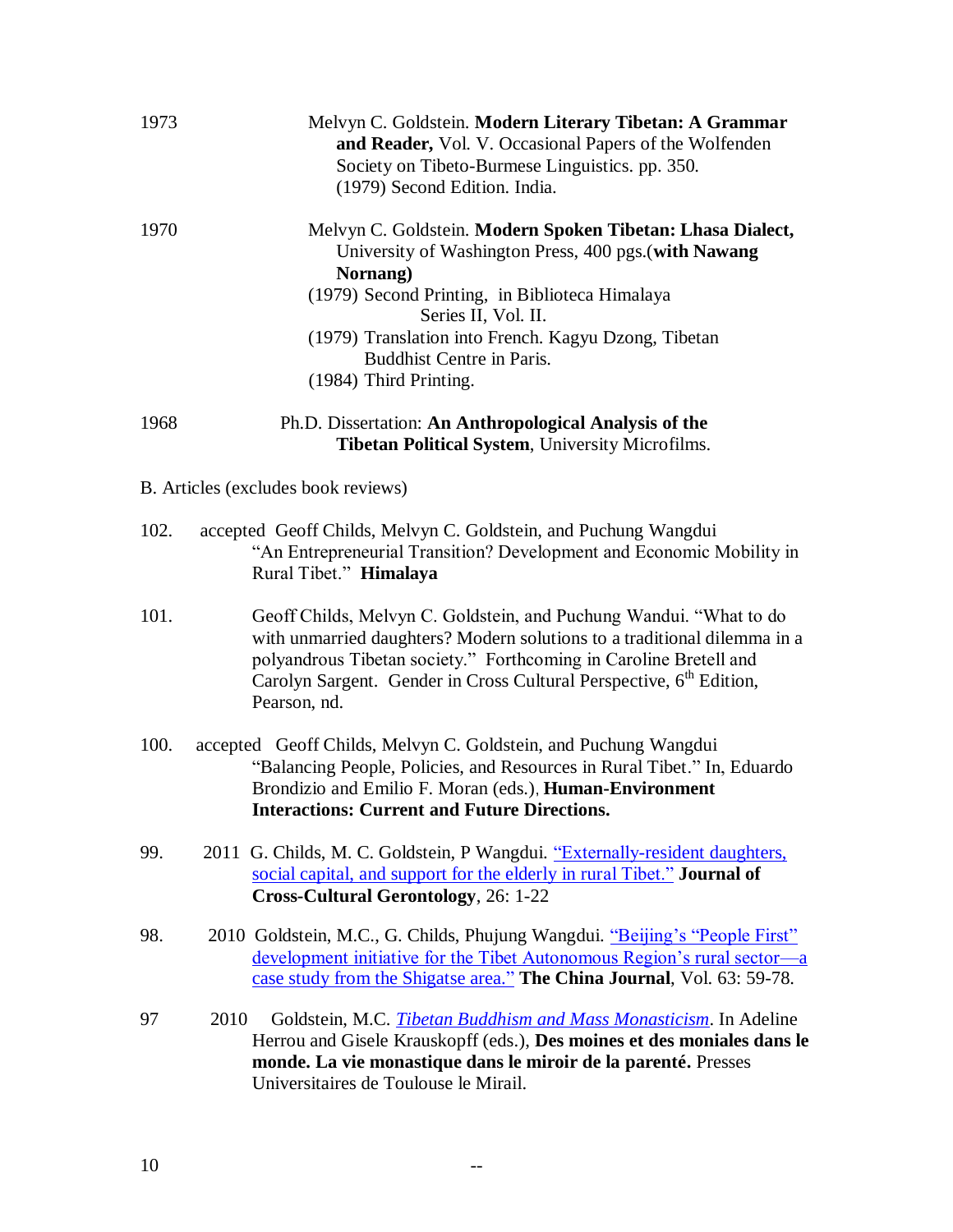1973 Melvyn C. Goldstein. **Modern Literary Tibetan: A Grammar and Reader,** Vol. V. Occasional Papers of the Wolfenden Society on Tibeto-Burmese Linguistics. pp. 350.
(1979) Second Edition. India.

1970 Melvyn C. Goldstein. **Modern Spoken Tibetan: Lhasa Dialect,** University of Washington Press, 400 pgs.(**with Nawang Nornang)**
(1979) Second Printing, in Biblioteca Himalaya Series II, Vol. II.
(1979) Translation into French. Kagyu Dzong, Tibetan Buddhist Centre in Paris.
(1984) Third Printing.

1968 Ph.D. Dissertation: **An Anthropological Analysis of the Tibetan Political System**, University Microfilms.

B. Articles (excludes book reviews)

102. accepted Geoff Childs, Melvyn C. Goldstein, and Puchung Wangdui "An Entrepreneurial Transition? Development and Economic Mobility in Rural Tibet." **Himalaya**

101. Geoff Childs, Melvyn C. Goldstein, and Puchung Wandui. "What to do with unmarried daughters? Modern solutions to a traditional dilemma in a polyandrous Tibetan society." Forthcoming in Caroline Bretell and Carolyn Sargent. Gender in Cross Cultural Perspective, 6th Edition, Pearson, nd.

100. accepted Geoff Childs, Melvyn C. Goldstein, and Puchung Wangdui "Balancing People, Policies, and Resources in Rural Tibet." In, Eduardo Brondizio and Emilio F. Moran (eds.), **Human-Environment Interactions: Current and Future Directions.**

99. 2011 G. Childs, M. C. Goldstein, P Wangdui. "Externally-resident daughters, social capital, and support for the elderly in rural Tibet." **Journal of Cross-Cultural Gerontology**, 26: 1-22

98. 2010 Goldstein, M.C., G. Childs, Phujung Wangdui. "Beijing's "People First" development initiative for the Tibet Autonomous Region's rural sector—a case study from the Shigatse area." **The China Journal**, Vol. 63: 59-78.

97 2010 Goldstein, M.C. *Tibetan Buddhism and Mass Monasticism*. In Adeline Herrou and Gisele Krauskopff (eds.), **Des moines et des moniales dans le monde. La vie monastique dans le miroir de la parenté.** Presses Universitaires de Toulouse le Mirail.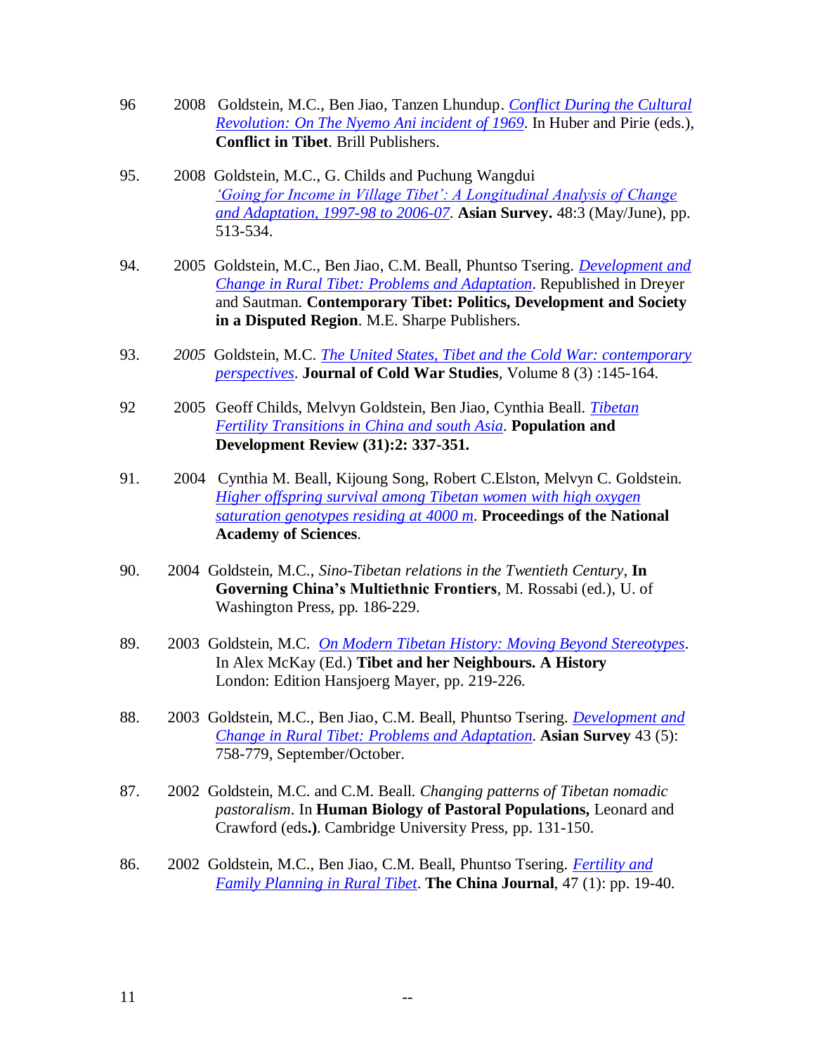96 2008 Goldstein, M.C., Ben Jiao, Tanzen Lhundup. *Conflict During the Cultural Revolution: On The Nyemo Ani incident of 1969*. In Huber and Pirie (eds.), **Conflict in Tibet**. Brill Publishers.

95. 2008 Goldstein, M.C., G. Childs and Puchung Wangdui *'Going for Income in Village Tibet': A Longitudinal Analysis of Change and Adaptation, 1997-98 to 2006-07*. **Asian Survey.** 48:3 (May/June), pp. 513-534.

94. 2005 Goldstein, M.C., Ben Jiao, C.M. Beall, Phuntso Tsering. *Development and Change in Rural Tibet: Problems and Adaptation*. Republished in Dreyer and Sautman. **Contemporary Tibet: Politics, Development and Society in a Disputed Region**. M.E. Sharpe Publishers.

93. *2005* Goldstein, M.C. *The United States, Tibet and the Cold War: contemporary perspectives*. **Journal of Cold War Studies**, Volume 8 (3) :145-164.

92 2005 Geoff Childs, Melvyn Goldstein, Ben Jiao, Cynthia Beall. *Tibetan Fertility Transitions in China and south Asia*. **Population and Development Review (31):2: 337-351.**

91. 2004 Cynthia M. Beall, Kijoung Song, Robert C.Elston, Melvyn C. Goldstein. *Higher offspring survival among Tibetan women with high oxygen saturation genotypes residing at 4000 m*. **Proceedings of the National Academy of Sciences**.

90. 2004 Goldstein, M.C., *Sino-Tibetan relations in the Twentieth Century*, **In Governing China's Multiethnic Frontiers**, M. Rossabi (ed.), U. of Washington Press, pp. 186-229.

89. 2003 Goldstein, M.C. *On Modern Tibetan History: Moving Beyond Stereotypes*. In Alex McKay (Ed.) **Tibet and her Neighbours. A History** London: Edition Hansjoerg Mayer, pp. 219-226.

88. 2003 Goldstein, M.C., Ben Jiao, C.M. Beall, Phuntso Tsering. *Development and Change in Rural Tibet: Problems and Adaptation*. **Asian Survey** 43 (5): 758-779, September/October.

87. 2002 Goldstein, M.C. and C.M. Beall. *Changing patterns of Tibetan nomadic pastoralism*. In **Human Biology of Pastoral Populations,** Leonard and Crawford (eds**.)**. Cambridge University Press, pp. 131-150.

86. 2002 Goldstein, M.C., Ben Jiao, C.M. Beall, Phuntso Tsering. *Fertility and Family Planning in Rural Tibet*. **The China Journal**, 47 (1): pp. 19-40.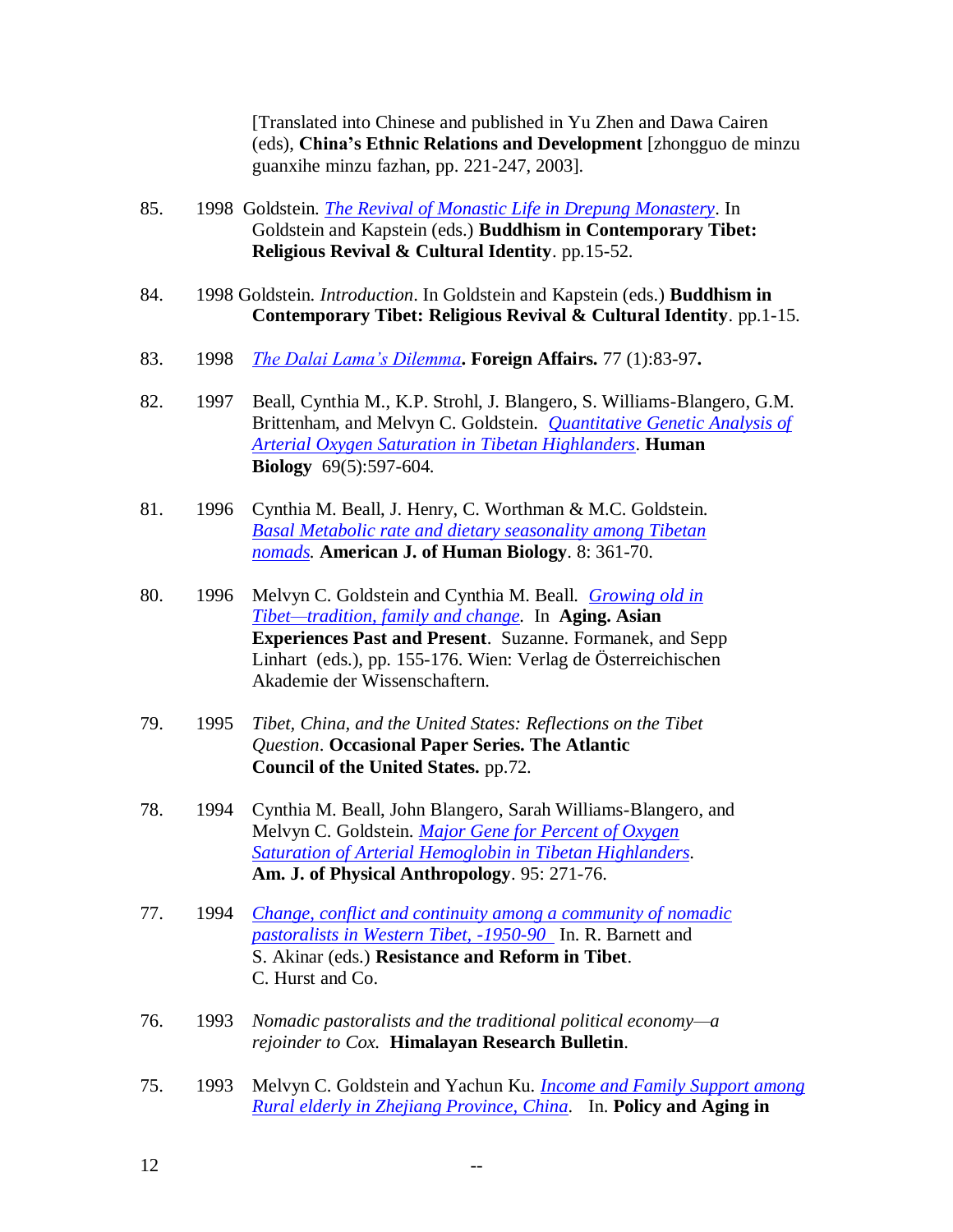[Translated into Chinese and published in Yu Zhen and Dawa Cairen (eds), **China's Ethnic Relations and Development** [zhongguo de minzu guanxihe minzu fazhan, pp. 221-247, 2003].

85. 1998 Goldstein. *The Revival of Monastic Life in Drepung Monastery*. In Goldstein and Kapstein (eds.) **Buddhism in Contemporary Tibet: Religious Revival & Cultural Identity**. pp.15-52.

84. 1998 Goldstein. *Introduction*. In Goldstein and Kapstein (eds.) **Buddhism in Contemporary Tibet: Religious Revival & Cultural Identity**. pp.1-15.

83. 1998 *The Dalai Lama's Dilemma*. **Foreign Affairs.** 77 (1):83-97**.**

82. 1997 Beall, Cynthia M., K.P. Strohl, J. Blangero, S. Williams-Blangero, G.M. Brittenham, and Melvyn C. Goldstein. *Quantitative Genetic Analysis of Arterial Oxygen Saturation in Tibetan Highlanders*. **Human Biology** 69(5):597-604.

81. 1996 Cynthia M. Beall, J. Henry, C. Worthman & M.C. Goldstein. *Basal Metabolic rate and dietary seasonality among Tibetan nomads.* **American J. of Human Biology**. 8: 361-70.

80. 1996 Melvyn C. Goldstein and Cynthia M. Beall. *Growing old in Tibet—tradition, family and change.* In **Aging. Asian Experiences Past and Present**. Suzanne. Formanek, and Sepp Linhart (eds.), pp. 155-176. Wien: Verlag de Österreichischen Akademie der Wissenschaftern.

79. 1995 *Tibet, China, and the United States: Reflections on the Tibet Question*. **Occasional Paper Series. The Atlantic Council of the United States.** pp.72.

78. 1994 Cynthia M. Beall, John Blangero, Sarah Williams-Blangero, and Melvyn C. Goldstein. *Major Gene for Percent of Oxygen Saturation of Arterial Hemoglobin in Tibetan Highlanders*. **Am. J. of Physical Anthropology**. 95: 271-76.

77. 1994 *Change, conflict and continuity among a community of nomadic pastoralists in Western Tibet, -1950-90* In. R. Barnett and S. Akinar (eds.) **Resistance and Reform in Tibet**. C. Hurst and Co.

76. 1993 *Nomadic pastoralists and the traditional political economy—a rejoinder to Cox.* **Himalayan Research Bulletin**.

75. 1993 Melvyn C. Goldstein and Yachun Ku. *Income and Family Support among Rural elderly in Zhejiang Province, China*. In. **Policy and Aging in**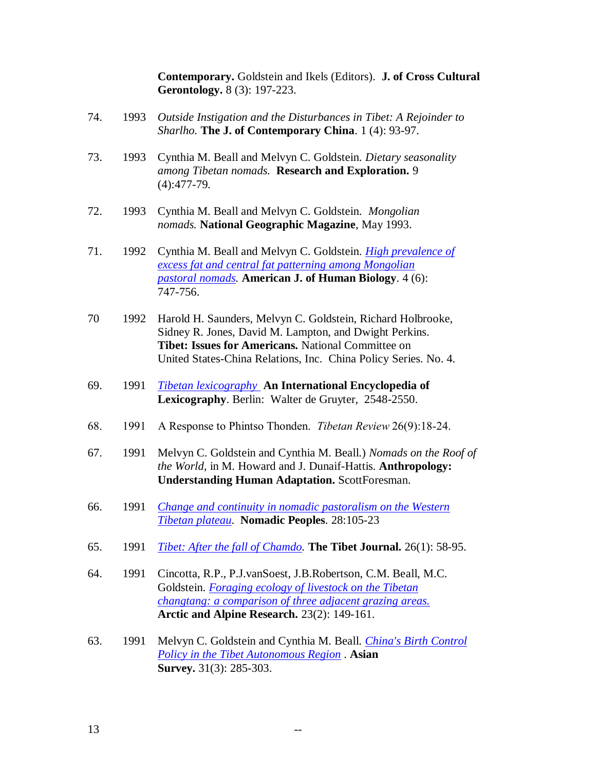**Contemporary.** Goldstein and Ikels (Editors). **J. of Cross Cultural Gerontology.** 8 (3): 197-223.

74. 1993 *Outside Instigation and the Disturbances in Tibet: A Rejoinder to Sharlho.* **The J. of Contemporary China**. 1 (4): 93-97.

73. 1993 Cynthia M. Beall and Melvyn C. Goldstein. *Dietary seasonality among Tibetan nomads.* **Research and Exploration.** 9 (4):477-79.

72. 1993 Cynthia M. Beall and Melvyn C. Goldstein. *Mongolian nomads.* **National Geographic Magazine**, May 1993.

71. 1992 Cynthia M. Beall and Melvyn C. Goldstein. *High prevalence of excess fat and central fat patterning among Mongolian pastoral nomads.* **American J. of Human Biology**. 4 (6): 747-756.

70 1992 Harold H. Saunders, Melvyn C. Goldstein, Richard Holbrooke, Sidney R. Jones, David M. Lampton, and Dwight Perkins. **Tibet: Issues for Americans.** National Committee on United States-China Relations, Inc. China Policy Series. No. 4.

69. 1991 *Tibetan lexicography* **An International Encyclopedia of Lexicography**. Berlin: Walter de Gruyter, 2548-2550.

68. 1991 A Response to Phintso Thonden. *Tibetan Review* 26(9):18-24.

67. 1991 Melvyn C. Goldstein and Cynthia M. Beall.) *Nomads on the Roof of the World*, in M. Howard and J. Dunaif-Hattis. **Anthropology: Understanding Human Adaptation.** ScottForesman.

66. 1991 *Change and continuity in nomadic pastoralism on the Western Tibetan plateau*. **Nomadic Peoples**. 28:105-23

65. 1991 *Tibet: After the fall of Chamdo.* **The Tibet Journal.** 26(1): 58-95.

64. 1991 Cincotta, R.P., P.J.vanSoest, J.B.Robertson, C.M. Beall, M.C. Goldstein. *Foraging ecology of livestock on the Tibetan changtang: a comparison of three adjacent grazing areas.* **Arctic and Alpine Research.** 23(2): 149-161.

63. 1991 Melvyn C. Goldstein and Cynthia M. Beall. *China's Birth Control Policy in the Tibet Autonomous Region* . **Asian Survey.** 31(3): 285-303.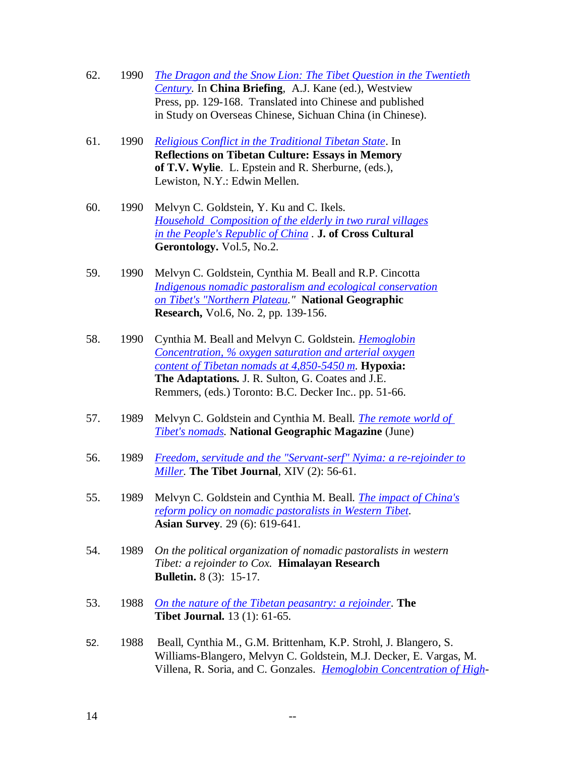62. 1990 *The Dragon and the Snow Lion: The Tibet Question in the Twentieth Century.* In **China Briefing**, A.J. Kane (ed.), Westview Press, pp. 129-168. Translated into Chinese and published in Study on Overseas Chinese, Sichuan China (in Chinese).

61. 1990 *Religious Conflict in the Traditional Tibetan State*. In **Reflections on Tibetan Culture: Essays in Memory of T.V. Wylie**. L. Epstein and R. Sherburne, (eds.), Lewiston, N.Y.: Edwin Mellen.

60. 1990 Melvyn C. Goldstein, Y. Ku and C. Ikels. *Household Composition of the elderly in two rural villages in the People's Republic of China* . **J. of Cross Cultural Gerontology.** Vol.5, No.2.

59. 1990 Melvyn C. Goldstein, Cynthia M. Beall and R.P. Cincotta *Indigenous nomadic pastoralism and ecological conservation on Tibet's "Northern Plateau."* **National Geographic Research,** Vol.6, No. 2, pp. 139-156.

58. 1990 Cynthia M. Beall and Melvyn C. Goldstein. *Hemoglobin Concentration, % oxygen saturation and arterial oxygen content of Tibetan nomads at 4,850-5450 m*. **Hypoxia: The Adaptations.** J. R. Sulton, G. Coates and J.E. Remmers, (eds.) Toronto: B.C. Decker Inc.. pp. 51-66.

57. 1989 Melvyn C. Goldstein and Cynthia M. Beall. *The remote world of Tibet's nomads.* **National Geographic Magazine** (June)

56. 1989 *Freedom, servitude and the "Servant-serf" Nyima: a re-rejoinder to Miller.* **The Tibet Journal**, XIV (2): 56-61.

55. 1989 Melvyn C. Goldstein and Cynthia M. Beall. *The impact of China's reform policy on nomadic pastoralists in Western Tibet.* **Asian Survey**. 29 (6): 619-641.

54. 1989 *On the political organization of nomadic pastoralists in western Tibet: a rejoinder to Cox.* **Himalayan Research Bulletin.** 8 (3): 15-17.

53. 1988 *On the nature of the Tibetan peasantry: a rejoinder*. **The Tibet Journal.** 13 (1): 61-65.

52. 1988 Beall, Cynthia M., G.M. Brittenham, K.P. Strohl, J. Blangero, S. Williams-Blangero, Melvyn C. Goldstein, M.J. Decker, E. Vargas, M. Villena, R. Soria, and C. Gonzales. *Hemoglobin Concentration of High-*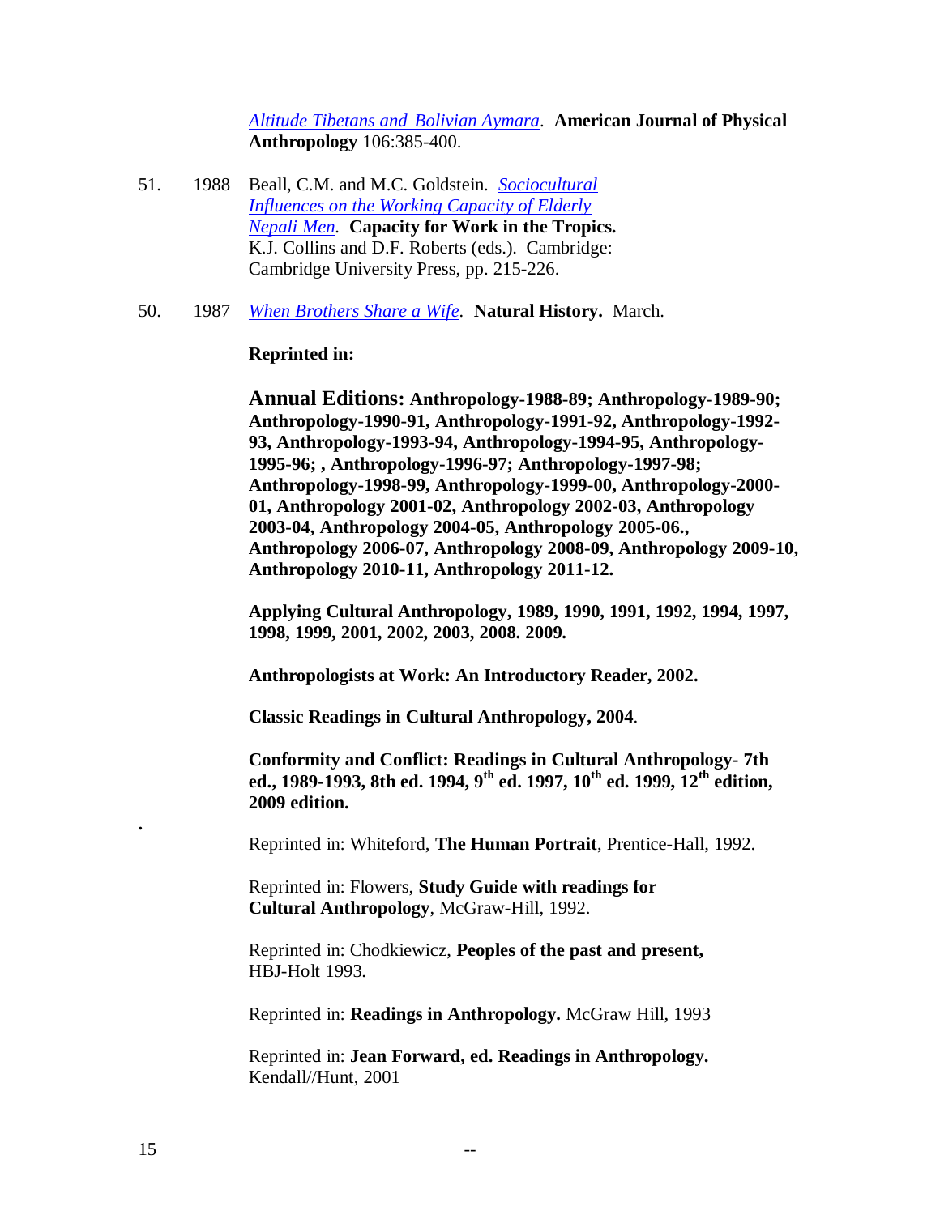*Altitude Tibetans and Bolivian Aymara*. **American Journal of Physical Anthropology** 106:385-400.

51. 1988 Beall, C.M. and M.C. Goldstein. *Sociocultural Influences on the Working Capacity of Elderly Nepali Men*. **Capacity for Work in the Tropics.** K.J. Collins and D.F. Roberts (eds.). Cambridge: Cambridge University Press, pp. 215-226.

50. 1987 *When Brothers Share a Wife*. **Natural History.** March.

**Reprinted in:**

**Annual Editions: Anthropology-1988-89; Anthropology-1989-90; Anthropology-1990-91, Anthropology-1991-92, Anthropology-1992-93, Anthropology-1993-94, Anthropology-1994-95, Anthropology-1995-96; , Anthropology-1996-97; Anthropology-1997-98; Anthropology-1998-99, Anthropology-1999-00, Anthropology-2000-01, Anthropology 2001-02, Anthropology 2002-03, Anthropology 2003-04, Anthropology 2004-05, Anthropology 2005-06., Anthropology 2006-07, Anthropology 2008-09, Anthropology 2009-10, Anthropology 2010-11, Anthropology 2011-12.**

**Applying Cultural Anthropology, 1989, 1990, 1991, 1992, 1994, 1997, 1998, 1999, 2001, 2002, 2003, 2008. 2009.**

**Anthropologists at Work: An Introductory Reader, 2002.**

**Classic Readings in Cultural Anthropology, 2004**.

**Conformity and Conflict: Readings in Cultural Anthropology- 7th ed., 1989-1993, 8th ed. 1994, 9th ed. 1997, 10th ed. 1999, 12th edition, 2009 edition.**

.

Reprinted in: Whiteford, **The Human Portrait**, Prentice-Hall, 1992.

Reprinted in: Flowers, **Study Guide with readings for Cultural Anthropology**, McGraw-Hill, 1992.

Reprinted in: Chodkiewicz, **Peoples of the past and present,** HBJ-Holt 1993.

Reprinted in: **Readings in Anthropology.** McGraw Hill, 1993

Reprinted in: **Jean Forward, ed. Readings in Anthropology.** Kendall//Hunt, 2001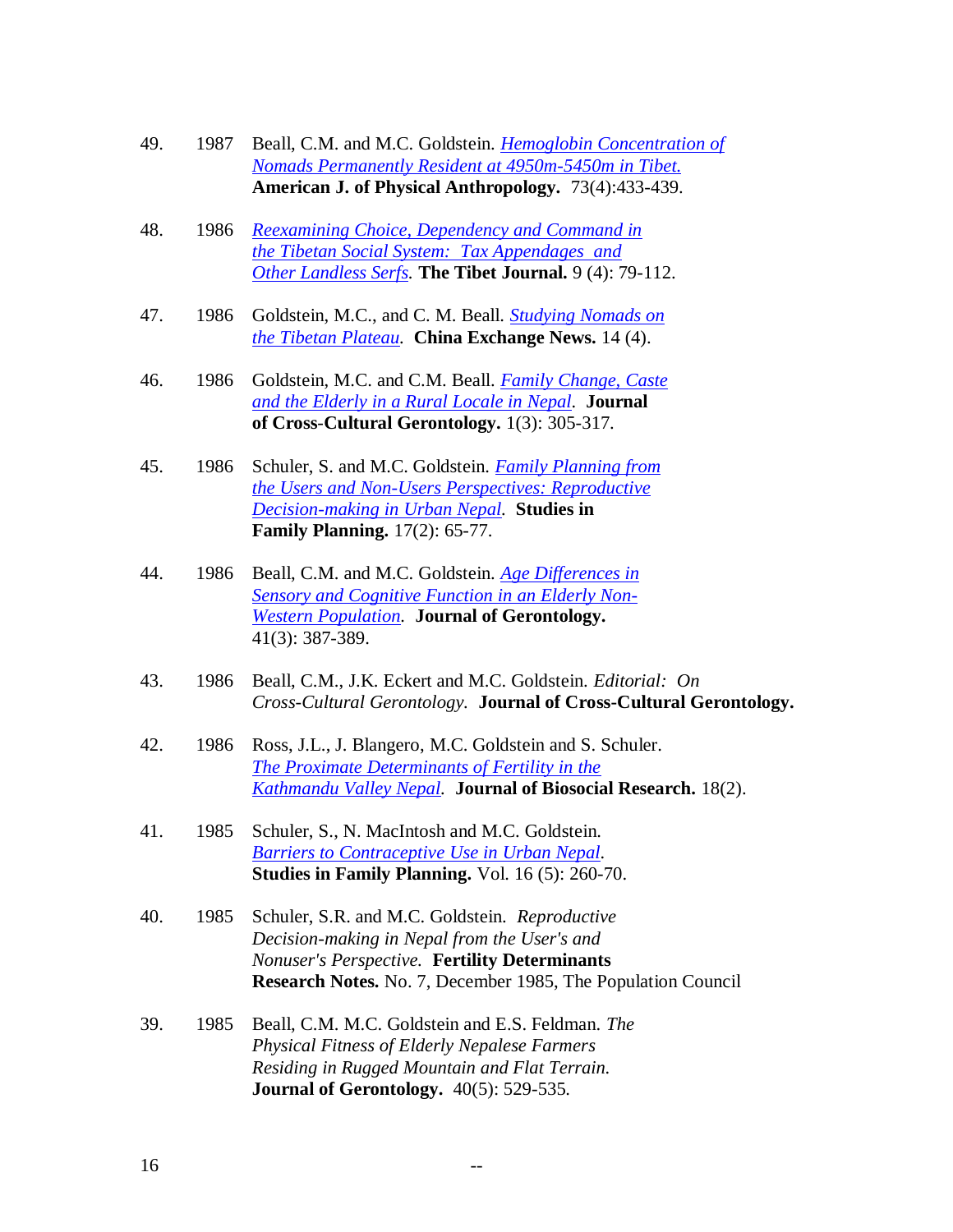49. 1987 Beall, C.M. and M.C. Goldstein. *Hemoglobin Concentration of Nomads Permanently Resident at 4950m-5450m in Tibet.* **American J. of Physical Anthropology.** 73(4):433-439.

48. 1986 *Reexamining Choice, Dependency and Command in the Tibetan Social System: Tax Appendages and Other Landless Serfs.* **The Tibet Journal.** 9 (4): 79-112.

47. 1986 Goldstein, M.C., and C. M. Beall. *Studying Nomads on the Tibetan Plateau.* **China Exchange News.** 14 (4).

46. 1986 Goldstein, M.C. and C.M. Beall. *Family Change, Caste and the Elderly in a Rural Locale in Nepal.* **Journal of Cross-Cultural Gerontology.** 1(3): 305-317.

45. 1986 Schuler, S. and M.C. Goldstein. *Family Planning from the Users and Non-Users Perspectives: Reproductive Decision-making in Urban Nepal.* **Studies in Family Planning.** 17(2): 65-77.

44. 1986 Beall, C.M. and M.C. Goldstein. *Age Differences in Sensory and Cognitive Function in an Elderly Non-Western Population.* **Journal of Gerontology.** 41(3): 387-389.

43. 1986 Beall, C.M., J.K. Eckert and M.C. Goldstein. *Editorial: On Cross-Cultural Gerontology.* **Journal of Cross-Cultural Gerontology.**

42. 1986 Ross, J.L., J. Blangero, M.C. Goldstein and S. Schuler. *The Proximate Determinants of Fertility in the Kathmandu Valley Nepal.* **Journal of Biosocial Research.** 18(2).

41. 1985 Schuler, S., N. MacIntosh and M.C. Goldstein. *Barriers to Contraceptive Use in Urban Nepal.* **Studies in Family Planning.** Vol. 16 (5): 260-70.

40. 1985 Schuler, S.R. and M.C. Goldstein. *Reproductive Decision-making in Nepal from the User's and Nonuser's Perspective.* **Fertility Determinants Research Notes.** No. 7, December 1985, The Population Council

39. 1985 Beall, C.M. M.C. Goldstein and E.S. Feldman. *The Physical Fitness of Elderly Nepalese Farmers Residing in Rugged Mountain and Flat Terrain.* **Journal of Gerontology.** 40(5): 529-535.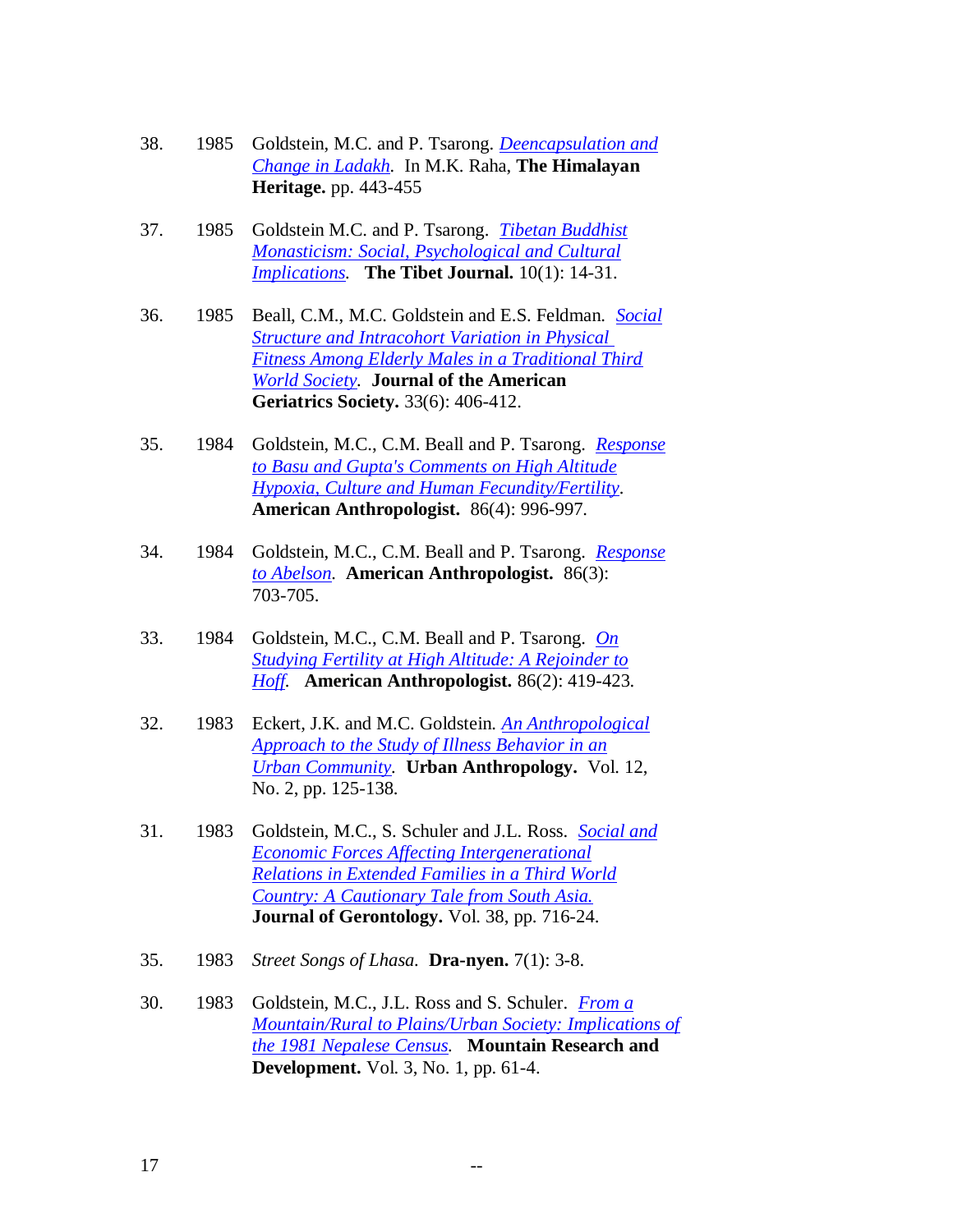38. 1985 Goldstein, M.C. and P. Tsarong. *Deencapsulation and Change in Ladakh.* In M.K. Raha, **The Himalayan Heritage.** pp. 443-455

37. 1985 Goldstein M.C. and P. Tsarong. *Tibetan Buddhist Monasticism: Social, Psychological and Cultural Implications.* **The Tibet Journal.** 10(1): 14-31.

36. 1985 Beall, C.M., M.C. Goldstein and E.S. Feldman. *Social Structure and Intracohort Variation in Physical Fitness Among Elderly Males in a Traditional Third World Society.* **Journal of the American Geriatrics Society.** 33(6): 406-412.

35. 1984 Goldstein, M.C., C.M. Beall and P. Tsarong. *Response to Basu and Gupta's Comments on High Altitude Hypoxia, Culture and Human Fecundity/Fertility.* **American Anthropologist.** 86(4): 996-997.

34. 1984 Goldstein, M.C., C.M. Beall and P. Tsarong. *Response to Abelson.* **American Anthropologist.** 86(3): 703-705.

33. 1984 Goldstein, M.C., C.M. Beall and P. Tsarong. *On Studying Fertility at High Altitude: A Rejoinder to Hoff.* **American Anthropologist.** 86(2): 419-423.

32. 1983 Eckert, J.K. and M.C. Goldstein. *An Anthropological Approach to the Study of Illness Behavior in an Urban Community.* **Urban Anthropology.** Vol. 12, No. 2, pp. 125-138.

31. 1983 Goldstein, M.C., S. Schuler and J.L. Ross. *Social and Economic Forces Affecting Intergenerational Relations in Extended Families in a Third World Country: A Cautionary Tale from South Asia.* **Journal of Gerontology.** Vol. 38, pp. 716-24.

35. 1983 *Street Songs of Lhasa.* **Dra-nyen.** 7(1): 3-8.

30. 1983 Goldstein, M.C., J.L. Ross and S. Schuler. *From a Mountain/Rural to Plains/Urban Society: Implications of the 1981 Nepalese Census.* **Mountain Research and Development.** Vol. 3, No. 1, pp. 61-4.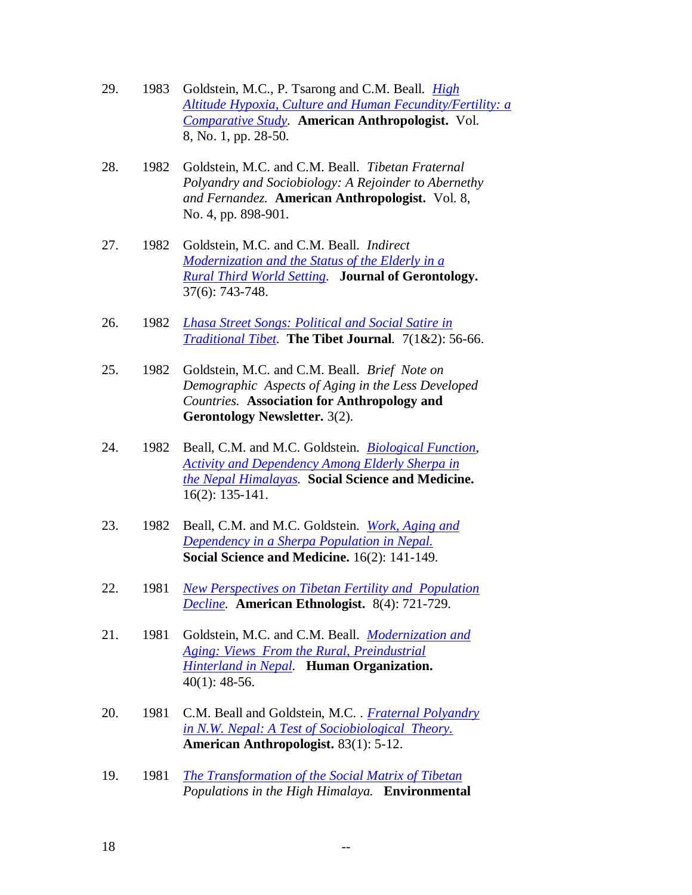29. 1983 Goldstein, M.C., P. Tsarong and C.M. Beall. *High Altitude Hypoxia, Culture and Human Fecundity/Fertility: a Comparative Study*. **American Anthropologist.** Vol. 8, No. 1, pp. 28-50.

28. 1982 Goldstein, M.C. and C.M. Beall. *Tibetan Fraternal Polyandry and Sociobiology: A Rejoinder to Abernethy and Fernandez.* **American Anthropologist.** Vol. 8, No. 4, pp. 898-901.

27. 1982 Goldstein, M.C. and C.M. Beall. *Indirect Modernization and the Status of the Elderly in a Rural Third World Setting*. **Journal of Gerontology.** 37(6): 743-748.

26. 1982 *Lhasa Street Songs: Political and Social Satire in Traditional Tibet*. **The Tibet Journal**. 7(1&2): 56-66.

25. 1982 Goldstein, M.C. and C.M. Beall. *Brief Note on Demographic Aspects of Aging in the Less Developed Countries.* **Association for Anthropology and Gerontology Newsletter.** 3(2).

24. 1982 Beall, C.M. and M.C. Goldstein. *Biological Function, Activity and Dependency Among Elderly Sherpa in the Nepal Himalayas*. **Social Science and Medicine.** 16(2): 135-141.

23. 1982 Beall, C.M. and M.C. Goldstein. *Work, Aging and Dependency in a Sherpa Population in Nepal.* **Social Science and Medicine.** 16(2): 141-149.

22. 1981 *New Perspectives on Tibetan Fertility and Population Decline*. **American Ethnologist.** 8(4): 721-729.

21. 1981 Goldstein, M.C. and C.M. Beall. *Modernization and Aging: Views From the Rural, Preindustrial Hinterland in Nepal*. **Human Organization.** 40(1): 48-56.

20. 1981 C.M. Beall and Goldstein, M.C. . *Fraternal Polyandry in N.W. Nepal: A Test of Sociobiological Theory.* **American Anthropologist.** 83(1): 5-12.

19. 1981 *The Transformation of the Social Matrix of Tibetan Populations in the High Himalaya.* **Environmental**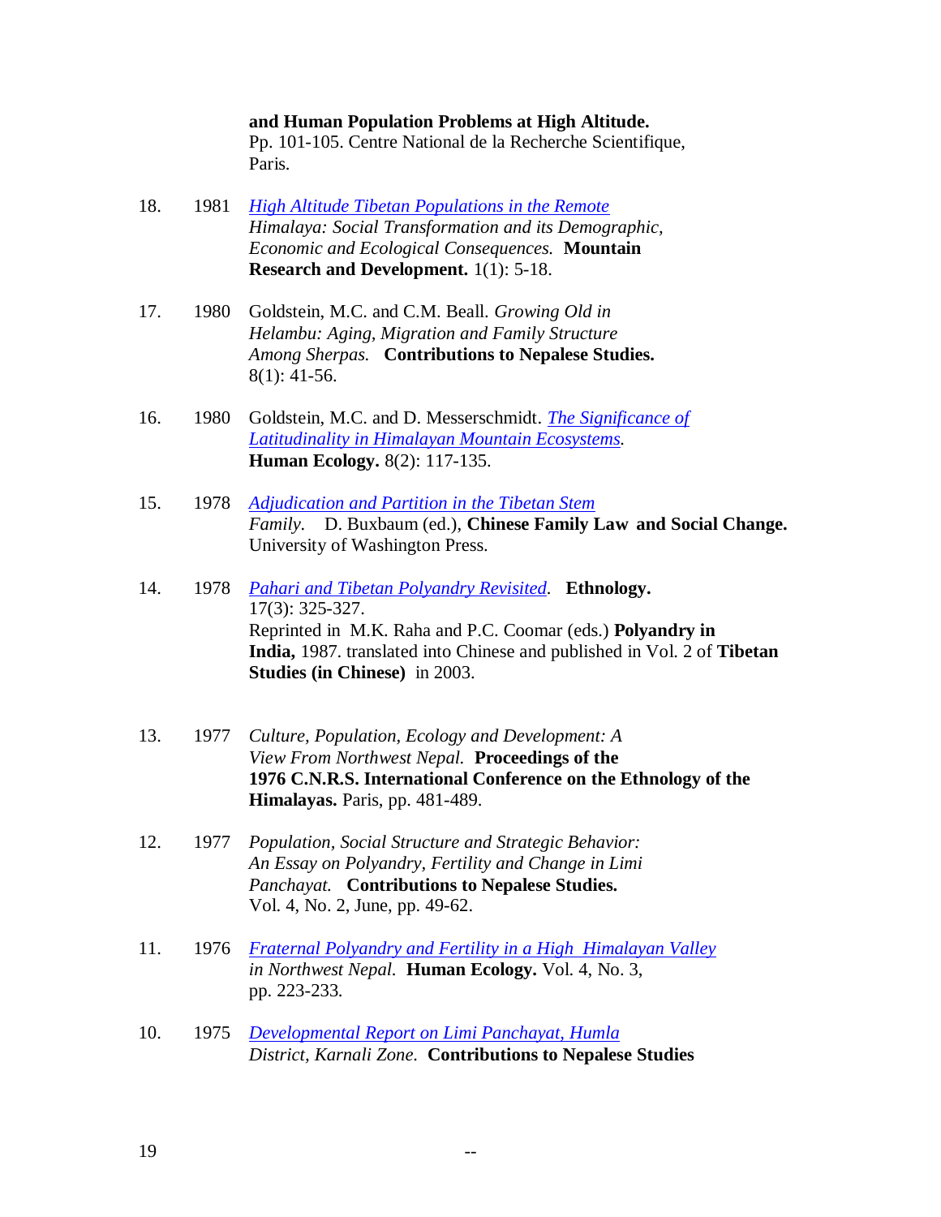**and Human Population Problems at High Altitude.** Pp. 101-105. Centre National de la Recherche Scientifique, Paris.

18. 1981 *High Altitude Tibetan Populations in the Remote Himalaya: Social Transformation and its Demographic, Economic and Ecological Consequences.* **Mountain Research and Development.** 1(1): 5-18.

17. 1980 Goldstein, M.C. and C.M. Beall. *Growing Old in Helambu: Aging, Migration and Family Structure Among Sherpas.* **Contributions to Nepalese Studies.** 8(1): 41-56.

16. 1980 Goldstein, M.C. and D. Messerschmidt. *The Significance of Latitudinality in Himalayan Mountain Ecosystems.* **Human Ecology.** 8(2): 117-135.

15. 1978 *Adjudication and Partition in the Tibetan Stem Family.* D. Buxbaum (ed.), **Chinese Family Law and Social Change.** University of Washington Press.

14. 1978 *Pahari and Tibetan Polyandry Revisited.* **Ethnology.** 17(3): 325-327. Reprinted in M.K. Raha and P.C. Coomar (eds.) **Polyandry in India,** 1987. translated into Chinese and published in Vol. 2 of **Tibetan Studies (in Chinese)** in 2003.

13. 1977 *Culture, Population, Ecology and Development: A View From Northwest Nepal.* **Proceedings of the 1976 C.N.R.S. International Conference on the Ethnology of the Himalayas.** Paris, pp. 481-489.

12. 1977 *Population, Social Structure and Strategic Behavior: An Essay on Polyandry, Fertility and Change in Limi Panchayat.* **Contributions to Nepalese Studies.** Vol. 4, No. 2, June, pp. 49-62.

11. 1976 *Fraternal Polyandry and Fertility in a High Himalayan Valley in Northwest Nepal.* **Human Ecology.** Vol. 4, No. 3, pp. 223-233.

10. 1975 *Developmental Report on Limi Panchayat, Humla District, Karnali Zone.* **Contributions to Nepalese Studies**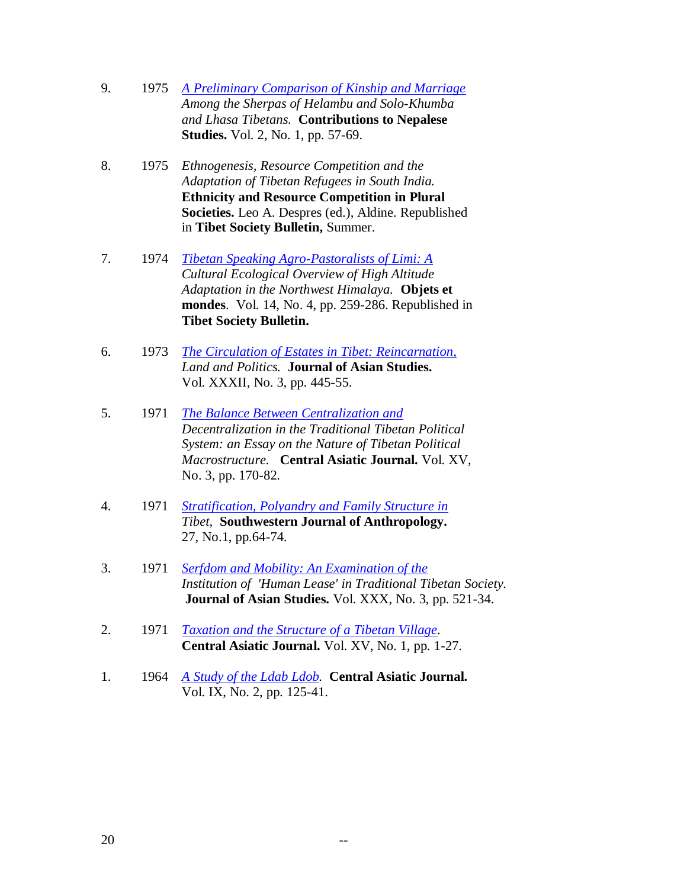9. 1975 *A Preliminary Comparison of Kinship and Marriage Among the Sherpas of Helambu and Solo-Khumba and Lhasa Tibetans.* **Contributions to Nepalese Studies.** Vol. 2, No. 1, pp. 57-69.

8. 1975 *Ethnogenesis, Resource Competition and the Adaptation of Tibetan Refugees in South India.* **Ethnicity and Resource Competition in Plural Societies.** Leo A. Despres (ed.), Aldine. Republished in **Tibet Society Bulletin,** Summer.

7. 1974 *Tibetan Speaking Agro-Pastoralists of Limi: A Cultural Ecological Overview of High Altitude Adaptation in the Northwest Himalaya.* **Objets et mondes**. Vol. 14, No. 4, pp. 259-286. Republished in **Tibet Society Bulletin.**

6. 1973 *The Circulation of Estates in Tibet: Reincarnation, Land and Politics.* **Journal of Asian Studies.** Vol. XXXII, No. 3, pp. 445-55.

5. 1971 *The Balance Between Centralization and Decentralization in the Traditional Tibetan Political System: an Essay on the Nature of Tibetan Political Macrostructure.* **Central Asiatic Journal.** Vol. XV, No. 3, pp. 170-82.

4. 1971 *Stratification, Polyandry and Family Structure in Tibet,* **Southwestern Journal of Anthropology.** 27, No.1, pp.64-74.

3. 1971 *Serfdom and Mobility: An Examination of the Institution of 'Human Lease' in Traditional Tibetan Society.* **Journal of Asian Studies.** Vol. XXX, No. 3, pp. 521-34.

2. 1971 *Taxation and the Structure of a Tibetan Village*. **Central Asiatic Journal.** Vol. XV, No. 1, pp. 1-27.

1. 1964 *A Study of the Ldab Ldob.* **Central Asiatic Journal.** Vol. IX, No. 2, pp. 125-41.